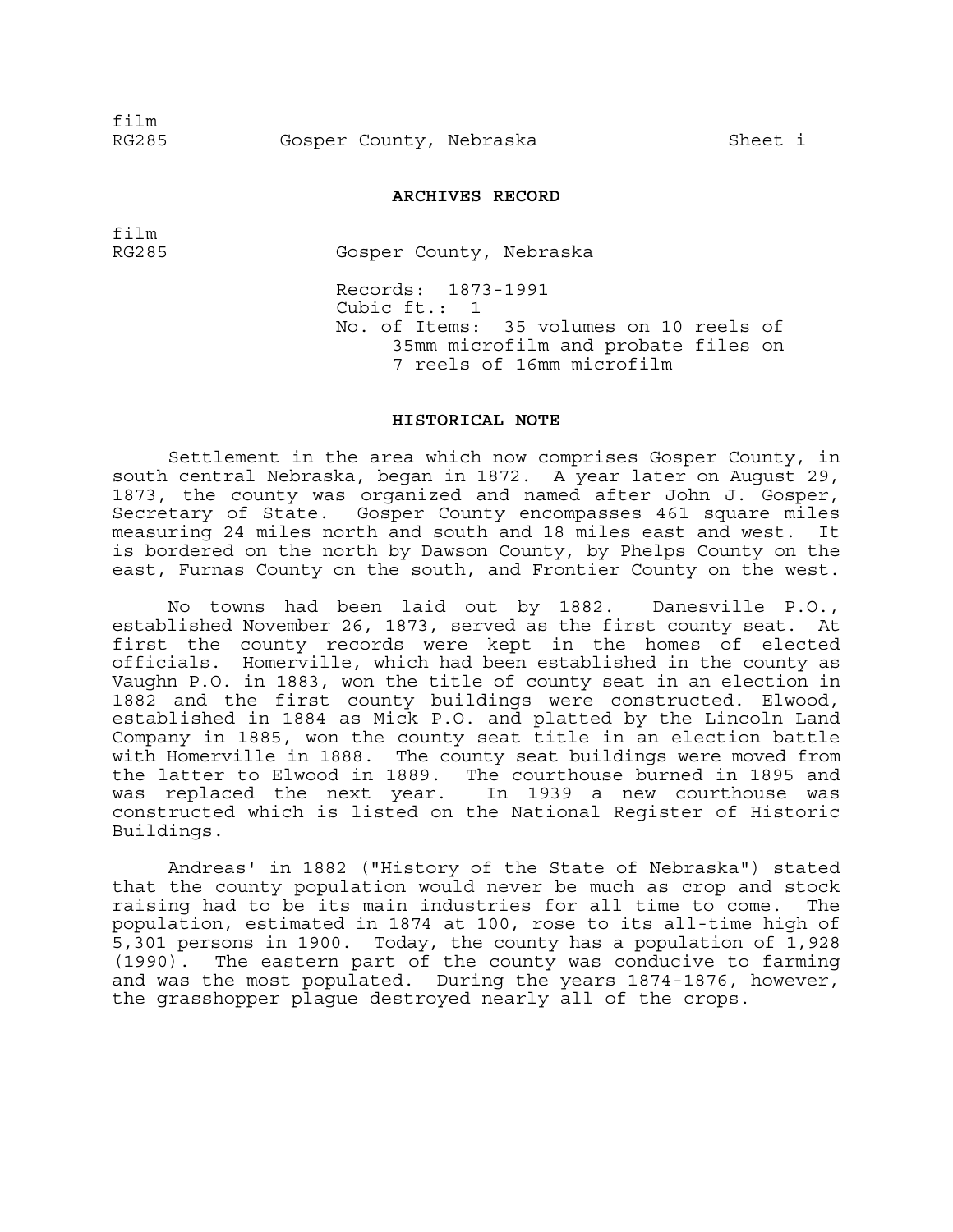## ARCHIVES RECORD

film
RG285

Gosper County, Nebraska

Records: 1873-1991
Cubic ft.: 1
No. of Items: 35 volumes on 10 reels of 35mm microfilm and probate files on 7 reels of 16mm microfilm

## HISTORICAL NOTE

Settlement in the area which now comprises Gosper County, in south central Nebraska, began in 1872. A year later on August 29, 1873, the county was organized and named after John J. Gosper, Secretary of State. Gosper County encompasses 461 square miles measuring 24 miles north and south and 18 miles east and west. It is bordered on the north by Dawson County, by Phelps County on the east, Furnas County on the south, and Frontier County on the west.

No towns had been laid out by 1882. Danesville P.O., established November 26, 1873, served as the first county seat. At first the county records were kept in the homes of elected officials. Homerville, which had been established in the county as Vaughn P.O. in 1883, won the title of county seat in an election in 1882 and the first county buildings were constructed. Elwood, established in 1884 as Mick P.O. and platted by the Lincoln Land Company in 1885, won the county seat title in an election battle with Homerville in 1888. The county seat buildings were moved from the latter to Elwood in 1889. The courthouse burned in 1895 and was replaced the next year. In 1939 a new courthouse was constructed which is listed on the National Register of Historic Buildings.

Andreas' in 1882 ("History of the State of Nebraska") stated that the county population would never be much as crop and stock raising had to be its main industries for all time to come. The population, estimated in 1874 at 100, rose to its all-time high of 5,301 persons in 1900. Today, the county has a population of 1,928 (1990). The eastern part of the county was conducive to farming and was the most populated. During the years 1874-1876, however, the grasshopper plague destroyed nearly all of the crops.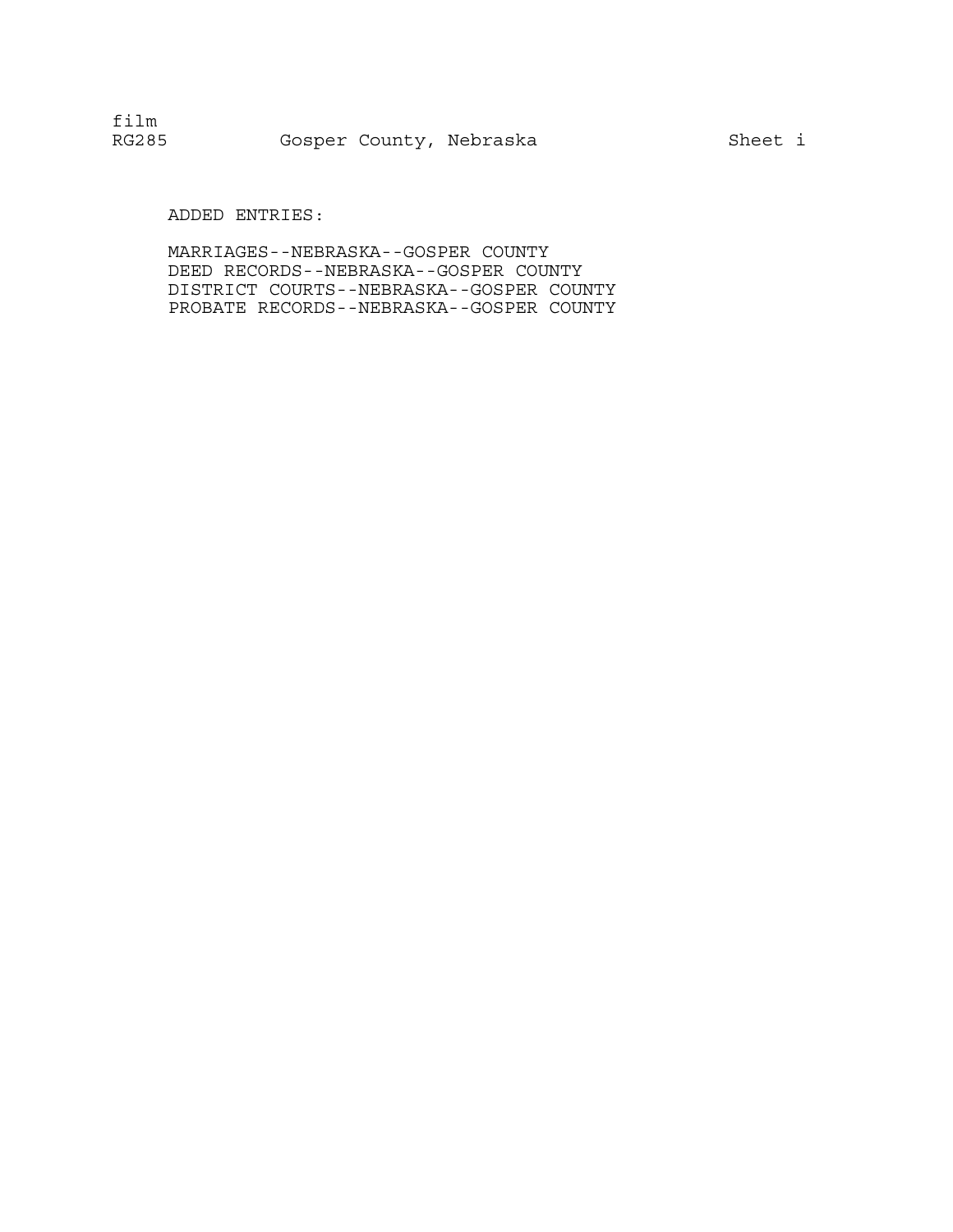film
RG285 Gosper County, Nebraska Sheet i

ADDED ENTRIES:

MARRIAGES--NEBRASKA--GOSPER COUNTY
DEED RECORDS--NEBRASKA--GOSPER COUNTY
DISTRICT COURTS--NEBRASKA--GOSPER COUNTY
PROBATE RECORDS--NEBRASKA--GOSPER COUNTY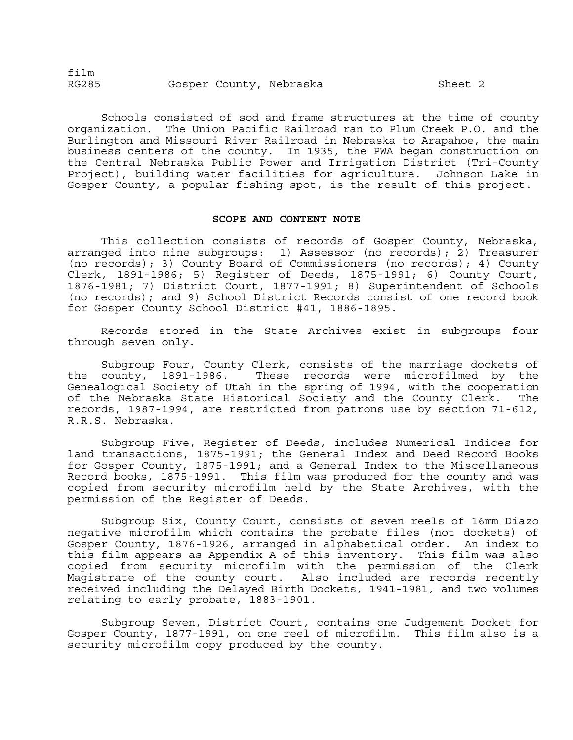Schools consisted of sod and frame structures at the time of county organization. The Union Pacific Railroad ran to Plum Creek P.O. and the Burlington and Missouri River Railroad in Nebraska to Arapahoe, the main business centers of the county. In 1935, the PWA began construction on the Central Nebraska Public Power and Irrigation District (Tri-County Project), building water facilities for agriculture. Johnson Lake in Gosper County, a popular fishing spot, is the result of this project.

## SCOPE AND CONTENT NOTE

This collection consists of records of Gosper County, Nebraska, arranged into nine subgroups: 1) Assessor (no records); 2) Treasurer (no records); 3) County Board of Commissioners (no records); 4) County Clerk, 1891-1986; 5) Register of Deeds, 1875-1991; 6) County Court, 1876-1981; 7) District Court, 1877-1991; 8) Superintendent of Schools (no records); and 9) School District Records consist of one record book for Gosper County School District #41, 1886-1895.

Records stored in the State Archives exist in subgroups four through seven only.

Subgroup Four, County Clerk, consists of the marriage dockets of the county, 1891-1986. These records were microfilmed by the Genealogical Society of Utah in the spring of 1994, with the cooperation of the Nebraska State Historical Society and the County Clerk. The records, 1987-1994, are restricted from patrons use by section 71-612, R.R.S. Nebraska.

Subgroup Five, Register of Deeds, includes Numerical Indices for land transactions, 1875-1991; the General Index and Deed Record Books for Gosper County, 1875-1991; and a General Index to the Miscellaneous Record books, 1875-1991. This film was produced for the county and was copied from security microfilm held by the State Archives, with the permission of the Register of Deeds.

Subgroup Six, County Court, consists of seven reels of 16mm Diazo negative microfilm which contains the probate files (not dockets) of Gosper County, 1876-1926, arranged in alphabetical order. An index to this film appears as Appendix A of this inventory. This film was also copied from security microfilm with the permission of the Clerk Magistrate of the county court. Also included are records recently received including the Delayed Birth Dockets, 1941-1981, and two volumes relating to early probate, 1883-1901.

Subgroup Seven, District Court, contains one Judgement Docket for Gosper County, 1877-1991, on one reel of microfilm. This film also is a security microfilm copy produced by the county.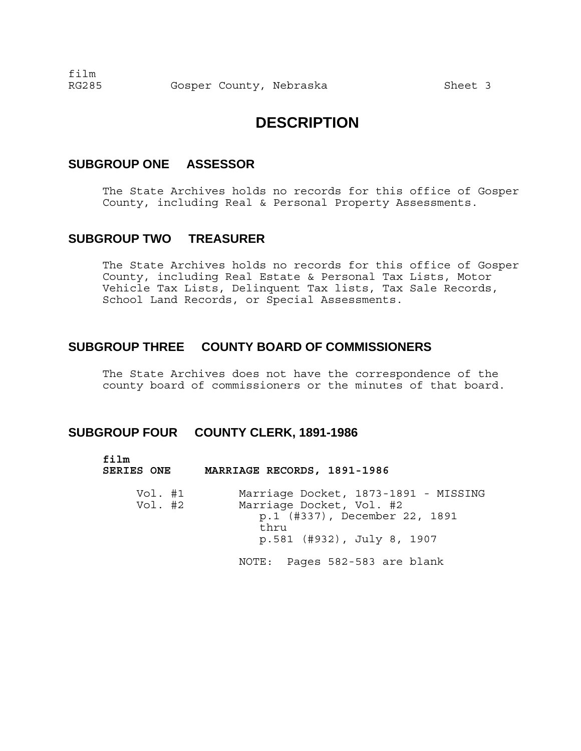# DESCRIPTION

## SUBGROUP ONE ASSESSOR

The State Archives holds no records for this office of Gosper County, including Real & Personal Property Assessments.

## SUBGROUP TWO TREASURER

The State Archives holds no records for this office of Gosper County, including Real Estate & Personal Tax Lists, Motor Vehicle Tax Lists, Delinquent Tax lists, Tax Sale Records, School Land Records, or Special Assessments.

## SUBGROUP THREE COUNTY BOARD OF COMMISSIONERS

The State Archives does not have the correspondence of the county board of commissioners or the minutes of that board.

## SUBGROUP FOUR COUNTY CLERK, 1891-1986

**film**
**SERIES ONE MARRIAGE RECORDS, 1891-1986**

| | |
|---|---|
| Vol. #1 | Marriage Docket, 1873-1891 - MISSING |
| Vol. #2 | Marriage Docket, Vol. #2<br>p.1 (#337), December 22, 1891<br>thru<br>p.581 (#932), July 8, 1907<br><br>NOTE: Pages 582-583 are blank |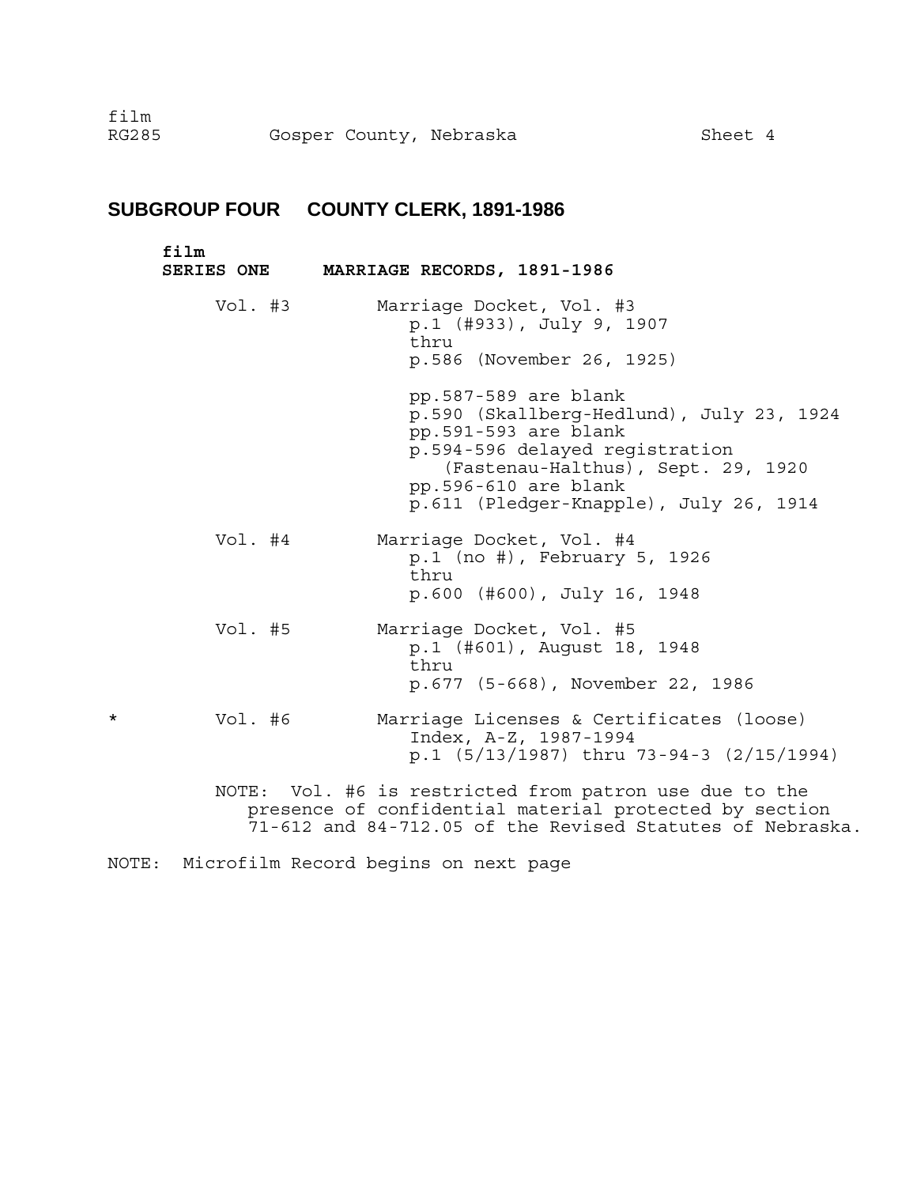film
RG285 Gosper County, Nebraska Sheet 4

## SUBGROUP FOUR COUNTY CLERK, 1891-1986

**film**
**SERIES ONE MARRIAGE RECORDS, 1891-1986**

Vol. #3 Marriage Docket, Vol. #3
p.1 (#933), July 9, 1907
thru
p.586 (November 26, 1925)

pp.587-589 are blank
p.590 (Skallberg-Hedlund), July 23, 1924
pp.591-593 are blank
p.594-596 delayed registration
(Fastenau-Halthus), Sept. 29, 1920
pp.596-610 are blank
p.611 (Pledger-Knapple), July 26, 1914

Vol. #4 Marriage Docket, Vol. #4
p.1 (no #), February 5, 1926
thru
p.600 (#600), July 16, 1948

Vol. #5 Marriage Docket, Vol. #5
p.1 (#601), August 18, 1948
thru
p.677 (5-668), November 22, 1986

\* Vol. #6 Marriage Licenses & Certificates (loose)
Index, A-Z, 1987-1994
p.1 (5/13/1987) thru 73-94-3 (2/15/1994)

NOTE: Vol. #6 is restricted from patron use due to the presence of confidential material protected by section 71-612 and 84-712.05 of the Revised Statutes of Nebraska.

NOTE: Microfilm Record begins on next page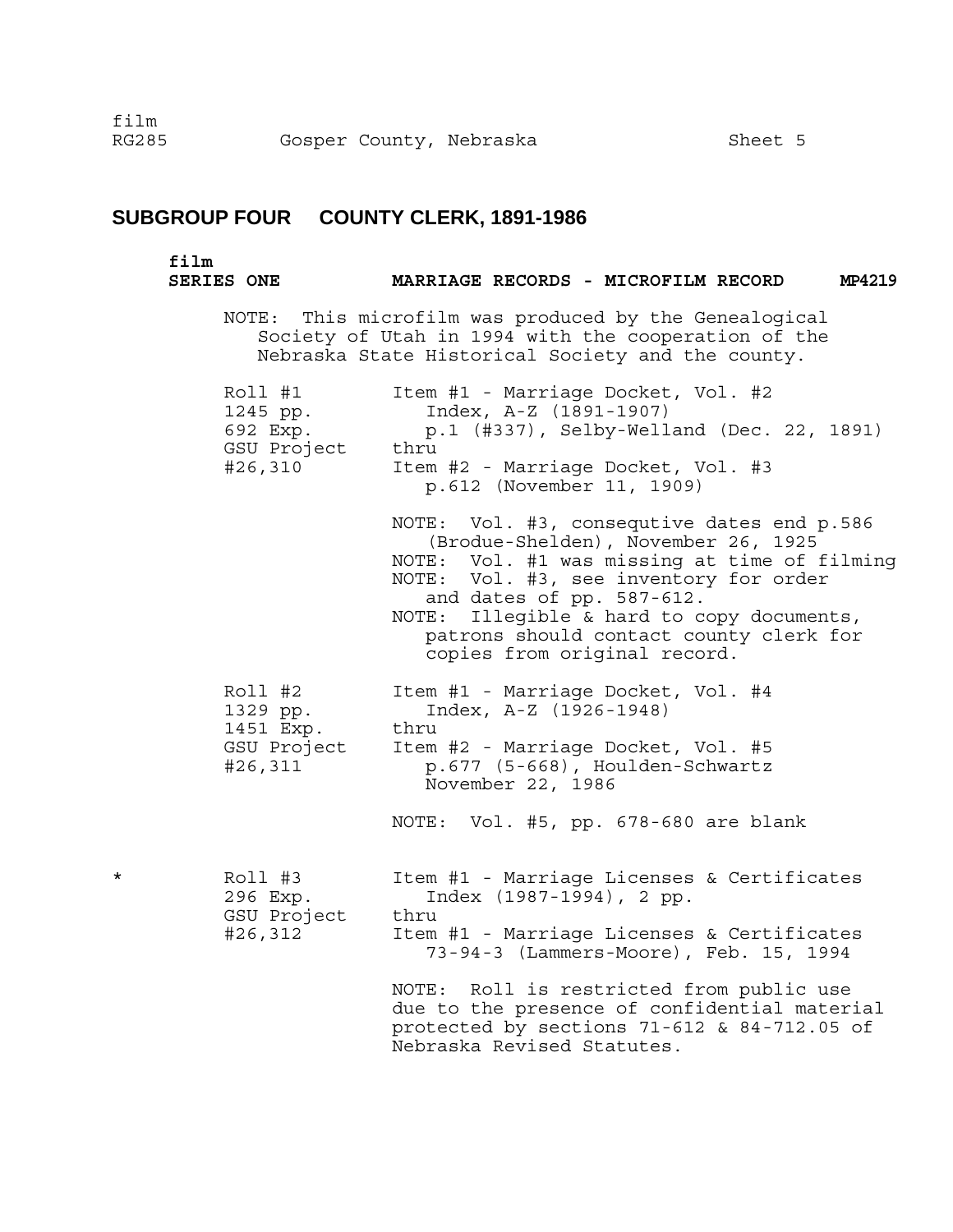film
RG285 Gosper County, Nebraska Sheet 5

## SUBGROUP FOUR COUNTY CLERK, 1891-1986

**film**
**SERIES ONE MARRIAGE RECORDS - MICROFILM RECORD MP4219**

NOTE: This microfilm was produced by the Genealogical Society of Utah in 1994 with the cooperation of the Nebraska State Historical Society and the county.

| | |
|---|---|
| Roll #1<br>1245 pp.<br>692 Exp.<br>GSU Project<br>#26,310 | Item #1 - Marriage Docket, Vol. #2<br>Index, A-Z (1891-1907)<br>p.1 (#337), Selby-Welland (Dec. 22, 1891)<br>thru<br>Item #2 - Marriage Docket, Vol. #3<br>p.612 (November 11, 1909)<br><br>NOTE: Vol. #3, consequtive dates end p.586 (Brodue-Shelden), November 26, 1925<br>NOTE: Vol. #1 was missing at time of filming<br>NOTE: Vol. #3, see inventory for order and dates of pp. 587-612.<br>NOTE: Illegible & hard to copy documents, patrons should contact county clerk for copies from original record. |
| Roll #2<br>1329 pp.<br>1451 Exp.<br>GSU Project<br>#26,311 | Item #1 - Marriage Docket, Vol. #4<br>Index, A-Z (1926-1948)<br>thru<br>Item #2 - Marriage Docket, Vol. #5<br>p.677 (5-668), Houlden-Schwartz<br>November 22, 1986<br><br>NOTE: Vol. #5, pp. 678-680 are blank |
| * Roll #3<br>296 Exp.<br>GSU Project<br>#26,312 | Item #1 - Marriage Licenses & Certificates<br>Index (1987-1994), 2 pp.<br>thru<br>Item #1 - Marriage Licenses & Certificates<br>73-94-3 (Lammers-Moore), Feb. 15, 1994<br><br>NOTE: Roll is restricted from public use due to the presence of confidential material protected by sections 71-612 & 84-712.05 of Nebraska Revised Statutes. |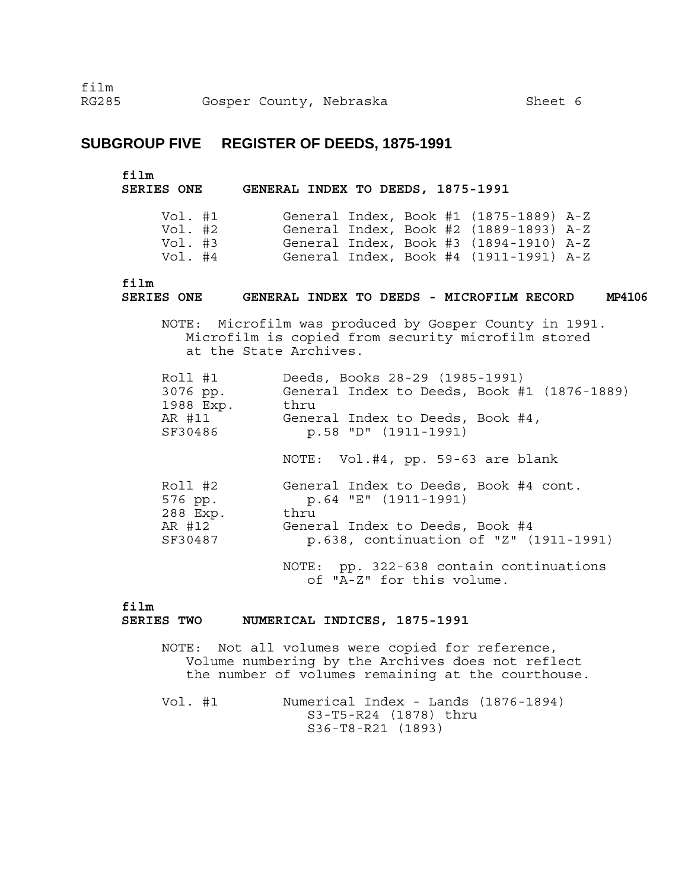## SUBGROUP FIVE REGISTER OF DEEDS, 1875-1991

**film**
**SERIES ONE GENERAL INDEX TO DEEDS, 1875-1991**

| | |
|---|---|
| Vol. #1 | General Index, Book #1 (1875-1889) A-Z |
| Vol. #2 | General Index, Book #2 (1889-1893) A-Z |
| Vol. #3 | General Index, Book #3 (1894-1910) A-Z |
| Vol. #4 | General Index, Book #4 (1911-1991) A-Z |

**film**
**SERIES ONE GENERAL INDEX TO DEEDS - MICROFILM RECORD MP4106**

NOTE: Microfilm was produced by Gosper County in 1991. Microfilm is copied from security microfilm stored at the State Archives.

| | |
|---|---|
| Roll #1<br>3076 pp.<br>1988 Exp.<br>AR #11<br>SF30486 | Deeds, Books 28-29 (1985-1991)<br>General Index to Deeds, Book #1 (1876-1889)<br>thru<br>General Index to Deeds, Book #4,<br>p.58 "D" (1911-1991)<br><br>NOTE: Vol.#4, pp. 59-63 are blank |
| Roll #2<br>576 pp.<br>288 Exp.<br>AR #12<br>SF30487 | General Index to Deeds, Book #4 cont.<br>p.64 "E" (1911-1991)<br>thru<br>General Index to Deeds, Book #4<br>p.638, continuation of "Z" (1911-1991)<br><br>NOTE: pp. 322-638 contain continuations of "A-Z" for this volume. |

**film**
**SERIES TWO NUMERICAL INDICES, 1875-1991**

NOTE: Not all volumes were copied for reference, Volume numbering by the Archives does not reflect the number of volumes remaining at the courthouse.

| | |
|---|---|
| Vol. #1 | Numerical Index - Lands (1876-1894)<br>S3-T5-R24 (1878) thru<br>S36-T8-R21 (1893) |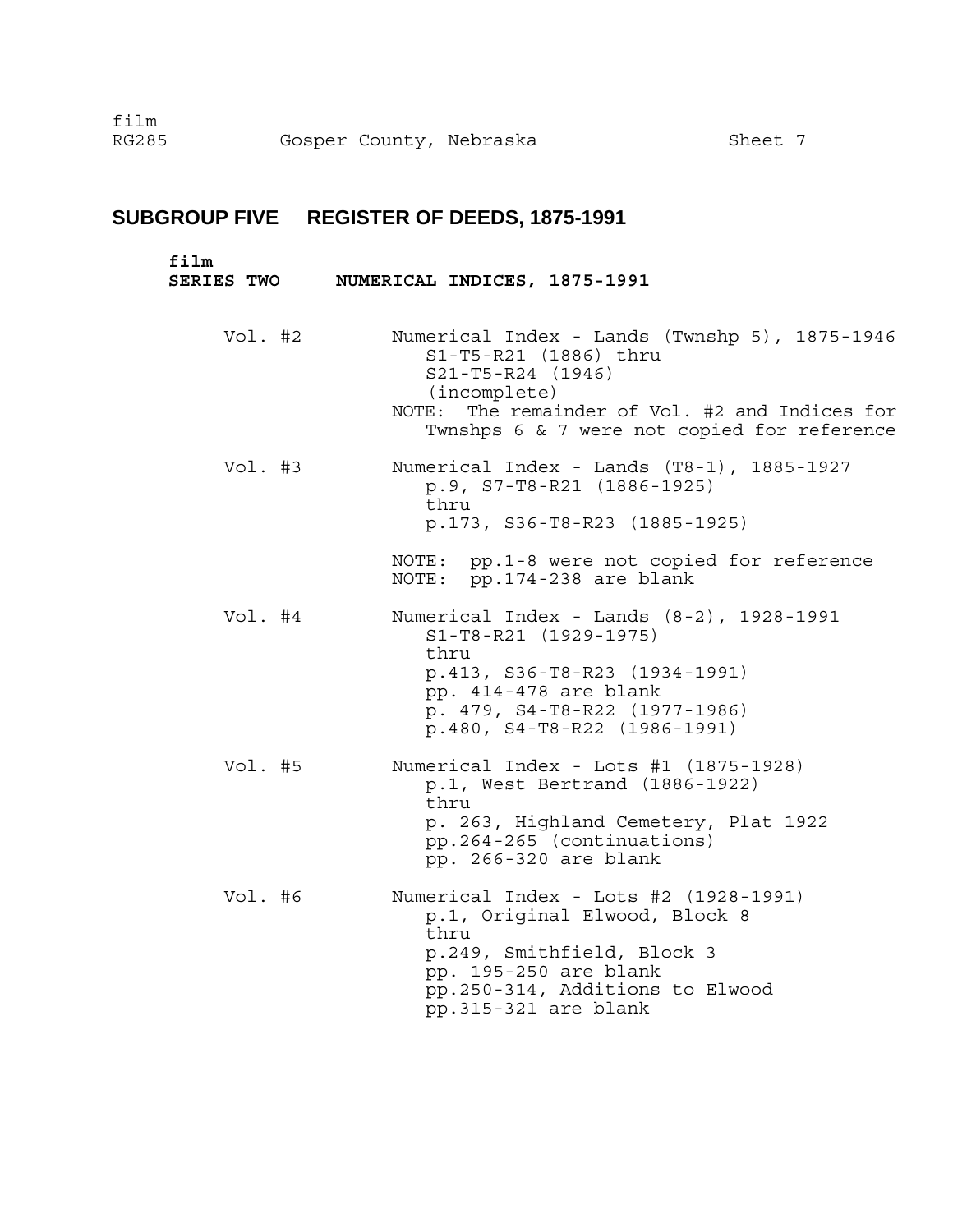## SUBGROUP FIVE REGISTER OF DEEDS, 1875-1991

**film**
**SERIES TWO NUMERICAL INDICES, 1875-1991**

Vol. #2 Numerical Index - Lands (Twnshp 5), 1875-1946
S1-T5-R21 (1886) thru
S21-T5-R24 (1946)
(incomplete)
NOTE: The remainder of Vol. #2 and Indices for Twnshps 6 & 7 were not copied for reference

Vol. #3 Numerical Index - Lands (T8-1), 1885-1927
p.9, S7-T8-R21 (1886-1925)
thru
p.173, S36-T8-R23 (1885-1925)

NOTE: pp.1-8 were not copied for reference
NOTE: pp.174-238 are blank

Vol. #4 Numerical Index - Lands (8-2), 1928-1991
S1-T8-R21 (1929-1975)
thru
p.413, S36-T8-R23 (1934-1991)
pp. 414-478 are blank
p. 479, S4-T8-R22 (1977-1986)
p.480, S4-T8-R22 (1986-1991)

Vol. #5 Numerical Index - Lots #1 (1875-1928)
p.1, West Bertrand (1886-1922)
thru
p. 263, Highland Cemetery, Plat 1922
pp.264-265 (continuations)
pp. 266-320 are blank

Vol. #6 Numerical Index - Lots #2 (1928-1991)
p.1, Original Elwood, Block 8
thru
p.249, Smithfield, Block 3
pp. 195-250 are blank
pp.250-314, Additions to Elwood
pp.315-321 are blank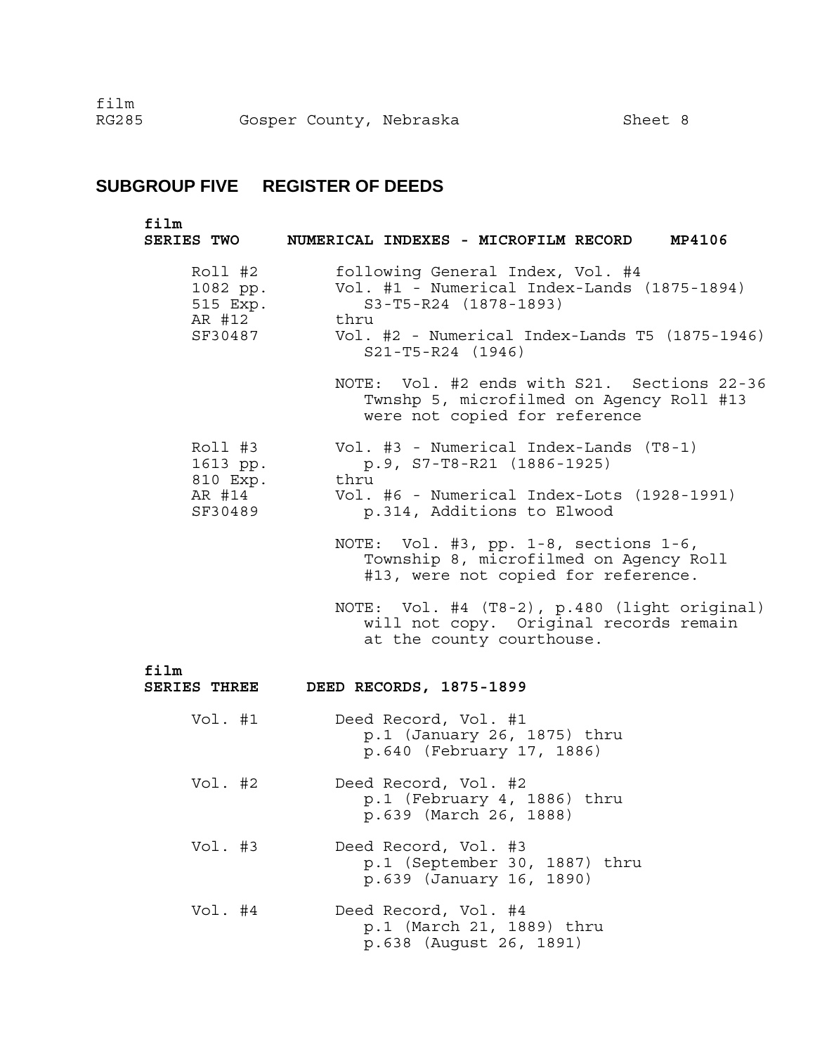## SUBGROUP FIVE REGISTER OF DEEDS

**film**
**SERIES TWO NUMERICAL INDEXES - MICROFILM RECORD MP4106**

| | |
|---|---|
| Roll #2<br>1082 pp.<br>515 Exp.<br>AR #12<br>SF30487 | following General Index, Vol. #4<br>Vol. #1 - Numerical Index-Lands (1875-1894)<br>S3-T5-R24 (1878-1893)<br>thru<br>Vol. #2 - Numerical Index-Lands T5 (1875-1946)<br>S21-T5-R24 (1946) |
| | NOTE: Vol. #2 ends with S21. Sections 22-36 Twnshp 5, microfilmed on Agency Roll #13 were not copied for reference |
| Roll #3<br>1613 pp.<br>810 Exp.<br>AR #14<br>SF30489 | Vol. #3 - Numerical Index-Lands (T8-1)<br>p.9, S7-T8-R21 (1886-1925)<br>thru<br>Vol. #6 - Numerical Index-Lots (1928-1991)<br>p.314, Additions to Elwood |
| | NOTE: Vol. #3, pp. 1-8, sections 1-6, Township 8, microfilmed on Agency Roll #13, were not copied for reference. |
| | NOTE: Vol. #4 (T8-2), p.480 (light original) will not copy. Original records remain at the county courthouse. |

**film**
**SERIES THREE DEED RECORDS, 1875-1899**

| | |
|---|---|
| Vol. #1 | Deed Record, Vol. #1<br>p.1 (January 26, 1875) thru<br>p.640 (February 17, 1886) |
| Vol. #2 | Deed Record, Vol. #2<br>p.1 (February 4, 1886) thru<br>p.639 (March 26, 1888) |
| Vol. #3 | Deed Record, Vol. #3<br>p.1 (September 30, 1887) thru<br>p.639 (January 16, 1890) |
| Vol. #4 | Deed Record, Vol. #4<br>p.1 (March 21, 1889) thru<br>p.638 (August 26, 1891) |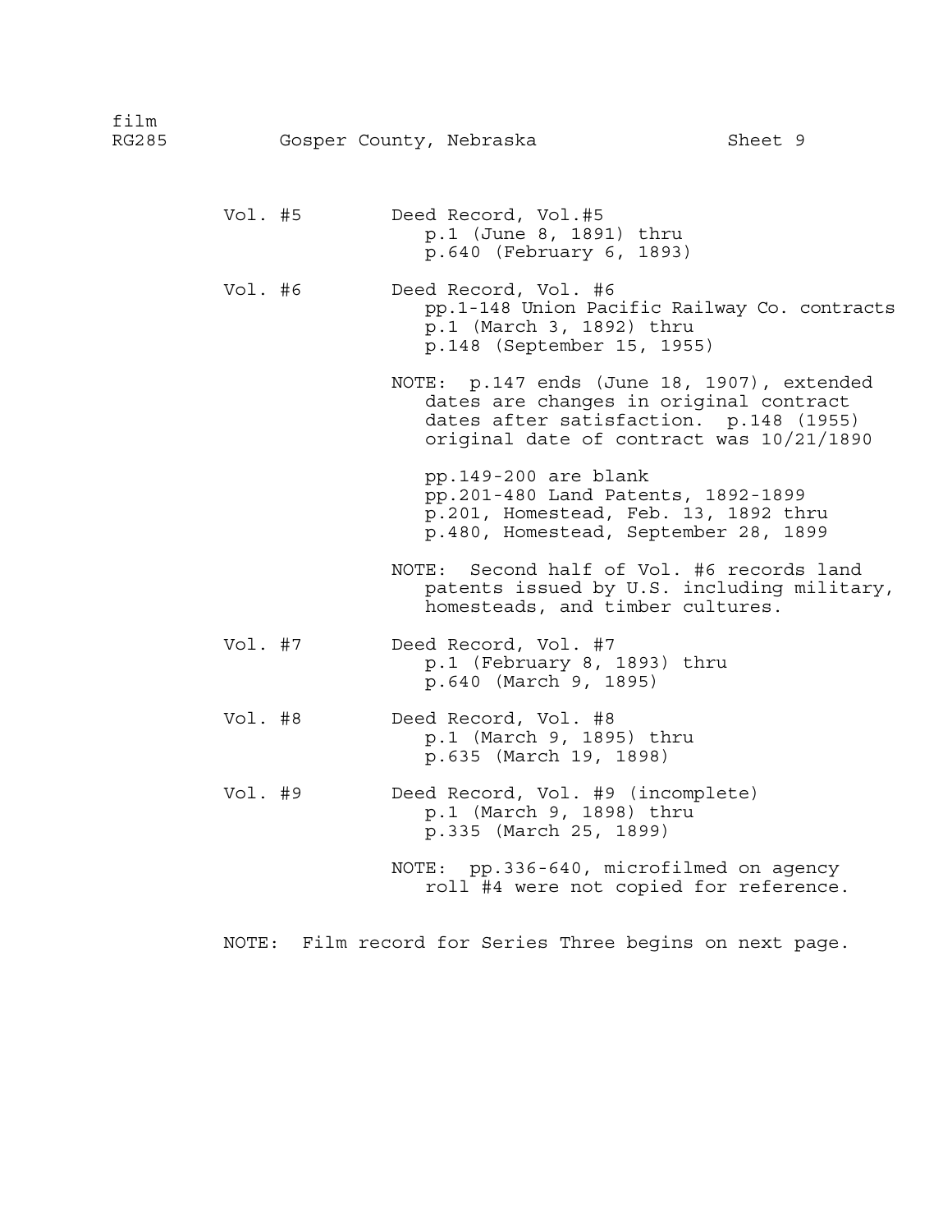film
RG285 Gosper County, Nebraska Sheet 9

| | |
|---|---|
| Vol. #5 | Deed Record, Vol.#5<br>p.1 (June 8, 1891) thru<br>p.640 (February 6, 1893) |
| Vol. #6 | Deed Record, Vol. #6<br>pp.1-148 Union Pacific Railway Co. contracts<br>p.1 (March 3, 1892) thru<br>p.148 (September 15, 1955)<br><br>NOTE: p.147 ends (June 18, 1907), extended dates are changes in original contract dates after satisfaction. p.148 (1955) original date of contract was 10/21/1890<br><br>pp.149-200 are blank<br>pp.201-480 Land Patents, 1892-1899<br>p.201, Homestead, Feb. 13, 1892 thru<br>p.480, Homestead, September 28, 1899<br><br>NOTE: Second half of Vol. #6 records land patents issued by U.S. including military, homesteads, and timber cultures. |
| Vol. #7 | Deed Record, Vol. #7<br>p.1 (February 8, 1893) thru<br>p.640 (March 9, 1895) |
| Vol. #8 | Deed Record, Vol. #8<br>p.1 (March 9, 1895) thru<br>p.635 (March 19, 1898) |
| Vol. #9 | Deed Record, Vol. #9 (incomplete)<br>p.1 (March 9, 1898) thru<br>p.335 (March 25, 1899)<br><br>NOTE: pp.336-640, microfilmed on agency roll #4 were not copied for reference. |

NOTE: Film record for Series Three begins on next page.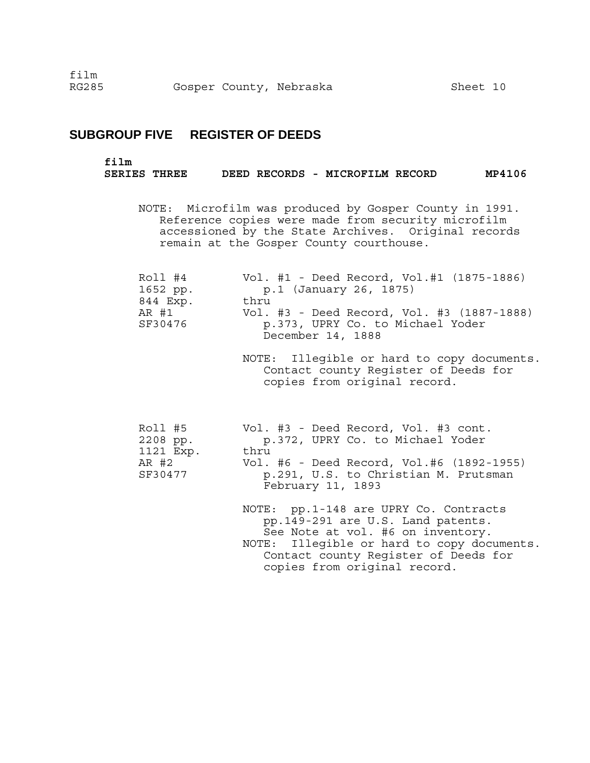film
RG285 Gosper County, Nebraska Sheet 10

## SUBGROUP FIVE REGISTER OF DEEDS

**film**
**SERIES THREE DEED RECORDS - MICROFILM RECORD MP4106**

NOTE: Microfilm was produced by Gosper County in 1991. Reference copies were made from security microfilm accessioned by the State Archives. Original records remain at the Gosper County courthouse.

| | |
|---|---|
| Roll #4<br>1652 pp.<br>844 Exp.<br>AR #1<br>SF30476 | Vol. #1 - Deed Record, Vol.#1 (1875-1886)<br>p.1 (January 26, 1875)<br>thru<br>Vol. #3 - Deed Record, Vol. #3 (1887-1888)<br>p.373, UPRY Co. to Michael Yoder<br>December 14, 1888<br><br>NOTE: Illegible or hard to copy documents. Contact county Register of Deeds for copies from original record. |
| Roll #5<br>2208 pp.<br>1121 Exp.<br>AR #2<br>SF30477 | Vol. #3 - Deed Record, Vol. #3 cont.<br>p.372, UPRY Co. to Michael Yoder<br>thru<br>Vol. #6 - Deed Record, Vol.#6 (1892-1955)<br>p.291, U.S. to Christian M. Prutsman<br>February 11, 1893<br><br>NOTE: pp.1-148 are UPRY Co. Contracts pp.149-291 are U.S. Land patents. See Note at vol. #6 on inventory.<br>NOTE: Illegible or hard to copy documents. Contact county Register of Deeds for copies from original record. |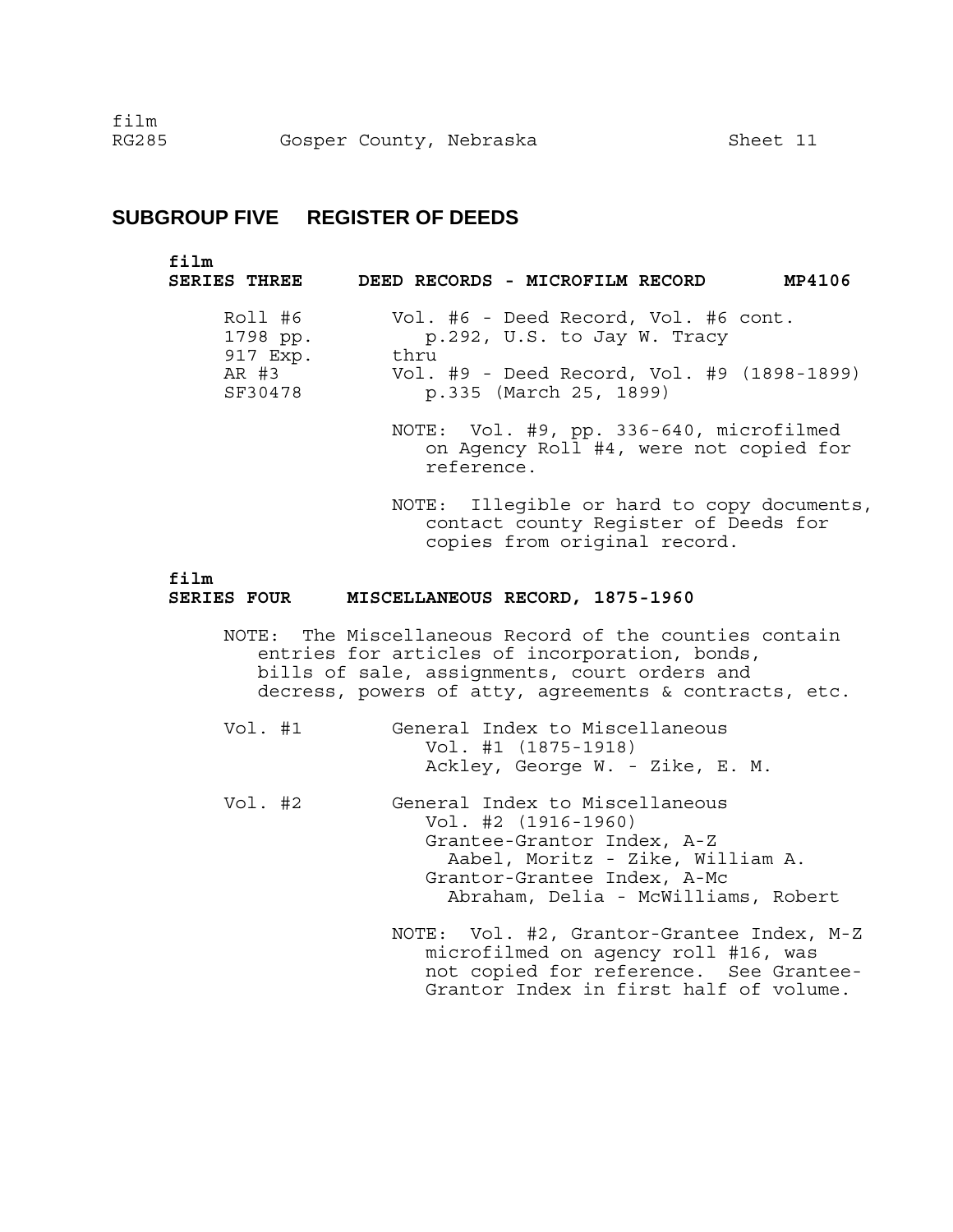## SUBGROUP FIVE REGISTER OF DEEDS

**film**
**SERIES THREE DEED RECORDS - MICROFILM RECORD MP4106**

| | |
|---|---|
| Roll #6<br>1798 pp.<br>917 Exp.<br>AR #3<br>SF30478 | Vol. #6 - Deed Record, Vol. #6 cont. p.292, U.S. to Jay W. Tracy<br>thru<br>Vol. #9 - Deed Record, Vol. #9 (1898-1899) p.335 (March 25, 1899) |

NOTE: Vol. #9, pp. 336-640, microfilmed on Agency Roll #4, were not copied for reference.

NOTE: Illegible or hard to copy documents, contact county Register of Deeds for copies from original record.

**film**
**SERIES FOUR MISCELLANEOUS RECORD, 1875-1960**

NOTE: The Miscellaneous Record of the counties contain entries for articles of incorporation, bonds, bills of sale, assignments, court orders and decress, powers of atty, agreements & contracts, etc.

| | |
|---|---|
| Vol. #1 | General Index to Miscellaneous Vol. #1 (1875-1918)<br>Ackley, George W. - Zike, E. M. |
| Vol. #2 | General Index to Miscellaneous Vol. #2 (1916-1960)<br>Grantee-Grantor Index, A-Z<br>Aabel, Moritz - Zike, William A.<br>Grantor-Grantee Index, A-Mc<br>Abraham, Delia - McWilliams, Robert |

NOTE: Vol. #2, Grantor-Grantee Index, M-Z microfilmed on agency roll #16, was not copied for reference. See Grantee-Grantor Index in first half of volume.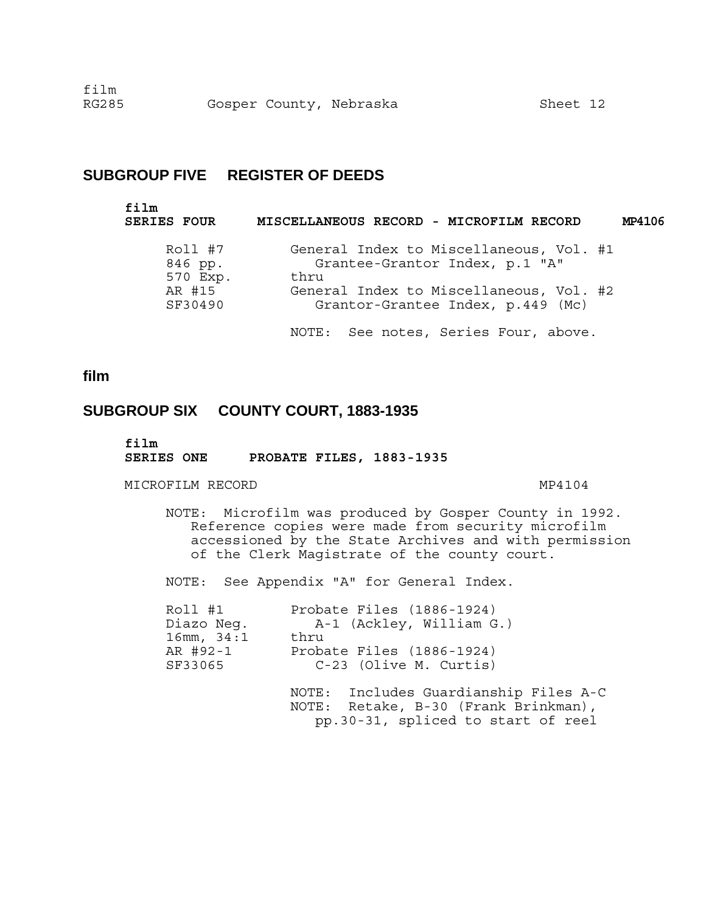## SUBGROUP FIVE REGISTER OF DEEDS

**film**
**SERIES FOUR MISCELLANEOUS RECORD - MICROFILM RECORD MP4106**

| | |
|---|---|
| Roll #7 | General Index to Miscellaneous, Vol. #1 |
| 846 pp. | Grantee-Grantor Index, p.1 "A" |
| 570 Exp. | thru |
| AR #15 | General Index to Miscellaneous, Vol. #2 |
| SF30490 | Grantor-Grantee Index, p.449 (Mc) |

NOTE: See notes, Series Four, above.

**film**

## SUBGROUP SIX COUNTY COURT, 1883-1935

**film**
**SERIES ONE PROBATE FILES, 1883-1935**

MICROFILM RECORD MP4104

NOTE: Microfilm was produced by Gosper County in 1992. Reference copies were made from security microfilm accessioned by the State Archives and with permission of the Clerk Magistrate of the county court.

NOTE: See Appendix "A" for General Index.

| | |
|---|---|
| Roll #1 | Probate Files (1886-1924) |
| Diazo Neg. | A-1 (Ackley, William G.) |
| 16mm, 34:1 | thru |
| AR #92-1 | Probate Files (1886-1924) |
| SF33065 | C-23 (Olive M. Curtis) |

NOTE: Includes Guardianship Files A-C
NOTE: Retake, B-30 (Frank Brinkman), pp.30-31, spliced to start of reel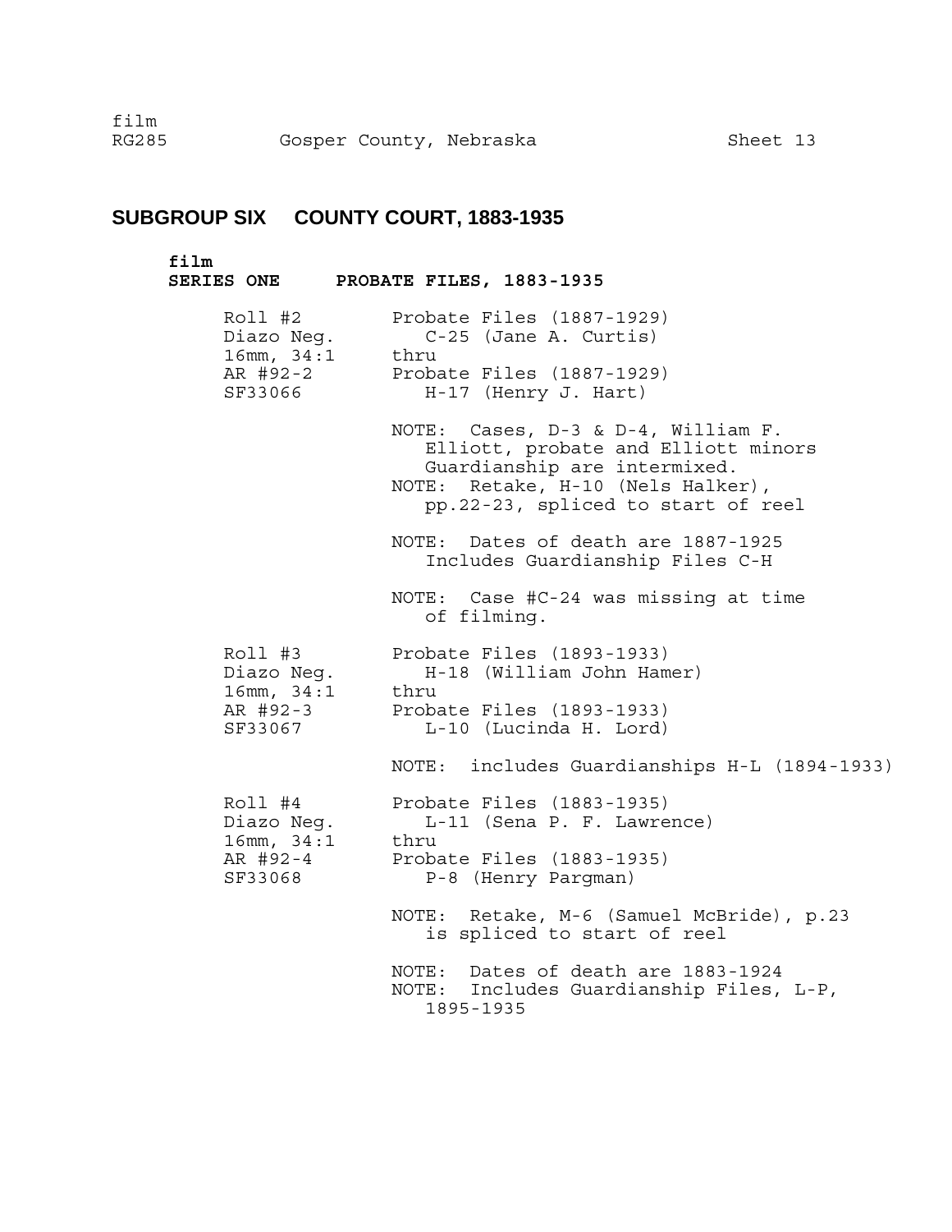film
RG285 Gosper County, Nebraska Sheet 13

## SUBGROUP SIX COUNTY COURT, 1883-1935

**film**
**SERIES ONE PROBATE FILES, 1883-1935**

| | |
|---|---|
| Roll #2<br>Diazo Neg.<br>16mm, 34:1<br>AR #92-2<br>SF33066 | Probate Files (1887-1929)<br>C-25 (Jane A. Curtis)<br>thru<br>Probate Files (1887-1929)<br>H-17 (Henry J. Hart)<br><br>NOTE: Cases, D-3 & D-4, William F. Elliott, probate and Elliott minors Guardianship are intermixed.<br>NOTE: Retake, H-10 (Nels Halker), pp.22-23, spliced to start of reel<br><br>NOTE: Dates of death are 1887-1925 Includes Guardianship Files C-H<br><br>NOTE: Case #C-24 was missing at time of filming. |
| Roll #3<br>Diazo Neg.<br>16mm, 34:1<br>AR #92-3<br>SF33067 | Probate Files (1893-1933)<br>H-18 (William John Hamer)<br>thru<br>Probate Files (1893-1933)<br>L-10 (Lucinda H. Lord)<br><br>NOTE: includes Guardianships H-L (1894-1933) |
| Roll #4<br>Diazo Neg.<br>16mm, 34:1<br>AR #92-4<br>SF33068 | Probate Files (1883-1935)<br>L-11 (Sena P. F. Lawrence)<br>thru<br>Probate Files (1883-1935)<br>P-8 (Henry Pargman)<br><br>NOTE: Retake, M-6 (Samuel McBride), p.23 is spliced to start of reel<br><br>NOTE: Dates of death are 1883-1924<br>NOTE: Includes Guardianship Files, L-P, 1895-1935 |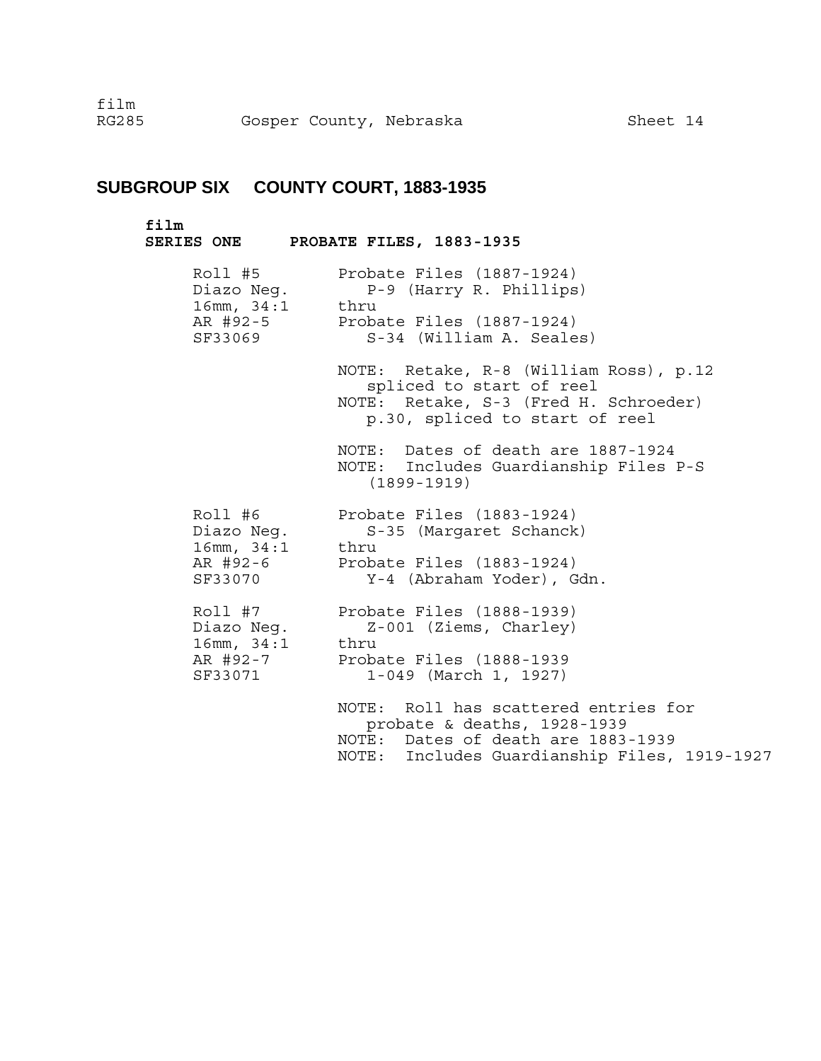film
RG285 Gosper County, Nebraska Sheet 14

## SUBGROUP SIX COUNTY COURT, 1883-1935

**film**
**SERIES ONE PROBATE FILES, 1883-1935**

| | |
|---|---|
| Roll #5<br>Diazo Neg.<br>16mm, 34:1<br>AR #92-5<br>SF33069 | Probate Files (1887-1924)<br>P-9 (Harry R. Phillips)<br>thru<br>Probate Files (1887-1924)<br>S-34 (William A. Seales)<br><br>NOTE: Retake, R-8 (William Ross), p.12 spliced to start of reel<br>NOTE: Retake, S-3 (Fred H. Schroeder) p.30, spliced to start of reel<br><br>NOTE: Dates of death are 1887-1924<br>NOTE: Includes Guardianship Files P-S (1899-1919) |
| Roll #6<br>Diazo Neg.<br>16mm, 34:1<br>AR #92-6<br>SF33070 | Probate Files (1883-1924)<br>S-35 (Margaret Schanck)<br>thru<br>Probate Files (1883-1924)<br>Y-4 (Abraham Yoder), Gdn. |
| Roll #7<br>Diazo Neg.<br>16mm, 34:1<br>AR #92-7<br>SF33071 | Probate Files (1888-1939)<br>Z-001 (Ziems, Charley)<br>thru<br>Probate Files (1888-1939<br>1-049 (March 1, 1927)<br><br>NOTE: Roll has scattered entries for probate & deaths, 1928-1939<br>NOTE: Dates of death are 1883-1939<br>NOTE: Includes Guardianship Files, 1919-1927 |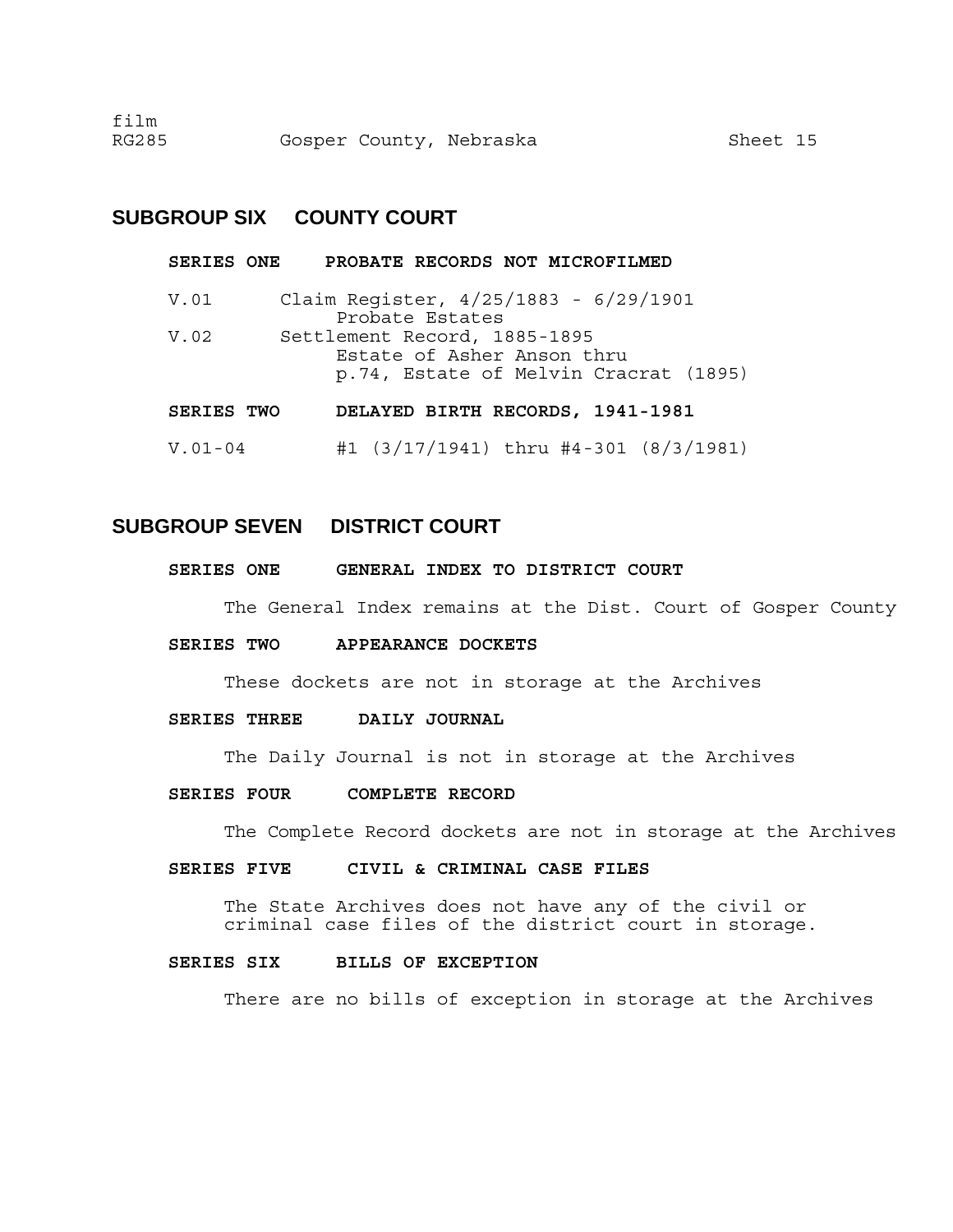## SUBGROUP SIX COUNTY COURT

**SERIES ONE PROBATE RECORDS NOT MICROFILMED**

V.01 Claim Register, 4/25/1883 - 6/29/1901
Probate Estates

V.02 Settlement Record, 1885-1895
Estate of Asher Anson thru
p.74, Estate of Melvin Cracrat (1895)

**SERIES TWO DELAYED BIRTH RECORDS, 1941-1981**

V.01-04 #1 (3/17/1941) thru #4-301 (8/3/1981)

## SUBGROUP SEVEN DISTRICT COURT

**SERIES ONE GENERAL INDEX TO DISTRICT COURT**

The General Index remains at the Dist. Court of Gosper County

**SERIES TWO APPEARANCE DOCKETS**

These dockets are not in storage at the Archives

**SERIES THREE DAILY JOURNAL**

The Daily Journal is not in storage at the Archives

**SERIES FOUR COMPLETE RECORD**

The Complete Record dockets are not in storage at the Archives

**SERIES FIVE CIVIL & CRIMINAL CASE FILES**

The State Archives does not have any of the civil or criminal case files of the district court in storage.

**SERIES SIX BILLS OF EXCEPTION**

There are no bills of exception in storage at the Archives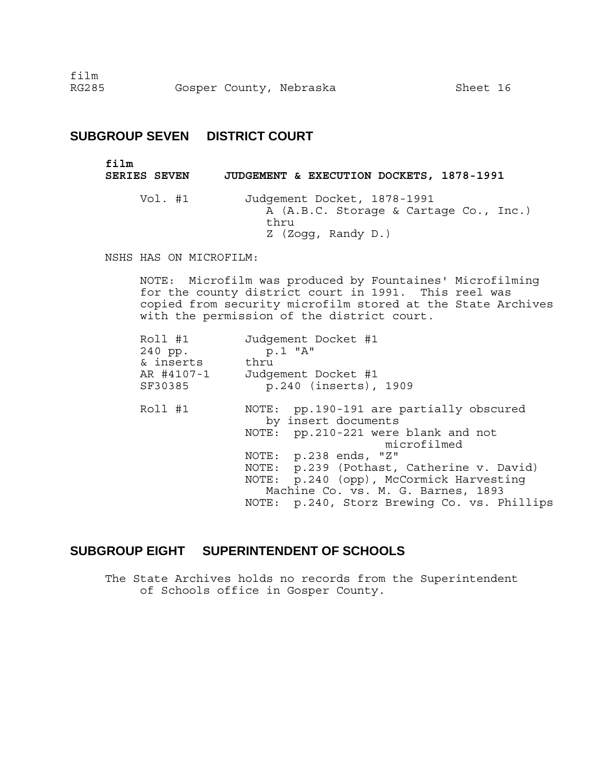## SUBGROUP SEVEN DISTRICT COURT

**film**
**SERIES SEVEN JUDGEMENT & EXECUTION DOCKETS, 1878-1991**

| | |
|---|---|
| Vol. #1 | Judgement Docket, 1878-1991<br>A (A.B.C. Storage & Cartage Co., Inc.)<br>thru<br>Z (Zogg, Randy D.) |

NSHS HAS ON MICROFILM:

NOTE: Microfilm was produced by Fountaines' Microfilming for the county district court in 1991. This reel was copied from security microfilm stored at the State Archives with the permission of the district court.

| | |
|---|---|
| Roll #1<br>240 pp.<br>& inserts<br>AR #4107-1<br>SF30385 | Judgement Docket #1<br>p.1 "A"<br>thru<br>Judgement Docket #1<br>p.240 (inserts), 1909 |
| Roll #1 | NOTE: pp.190-191 are partially obscured by insert documents<br>NOTE: pp.210-221 were blank and not microfilmed<br>NOTE: p.238 ends, "Z"<br>NOTE: p.239 (Pothast, Catherine v. David)<br>NOTE: p.240 (opp), McCormick Harvesting Machine Co. vs. M. G. Barnes, 1893<br>NOTE: p.240, Storz Brewing Co. vs. Phillips |

## SUBGROUP EIGHT SUPERINTENDENT OF SCHOOLS

The State Archives holds no records from the Superintendent of Schools office in Gosper County.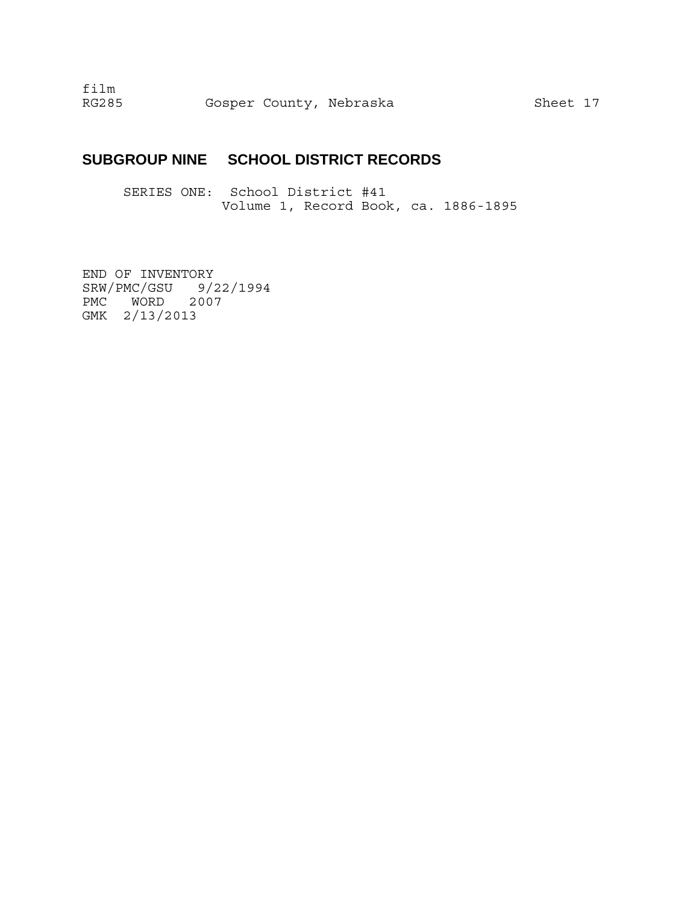## SUBGROUP NINE SCHOOL DISTRICT RECORDS

SERIES ONE: School District #41
Volume 1, Record Book, ca. 1886-1895

END OF INVENTORY
SRW/PMC/GSU 9/22/1994
PMC WORD 2007
GMK 2/13/2013